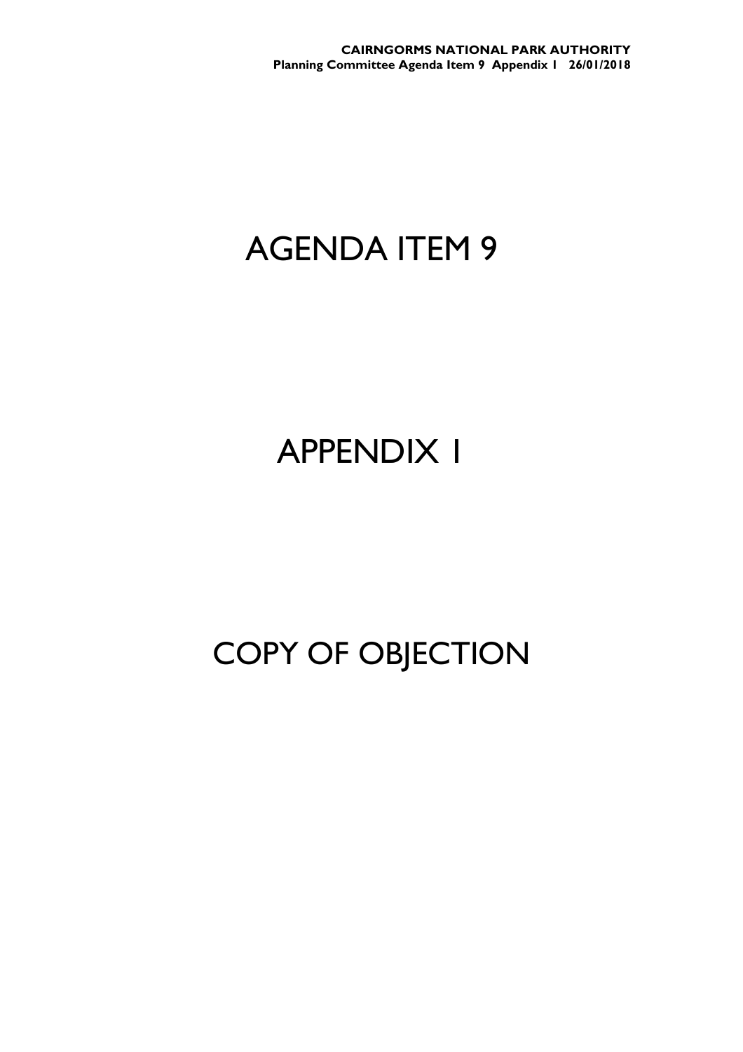# AGENDA ITEM 9

# APPENDIX 1

# COPY OF OBJECTION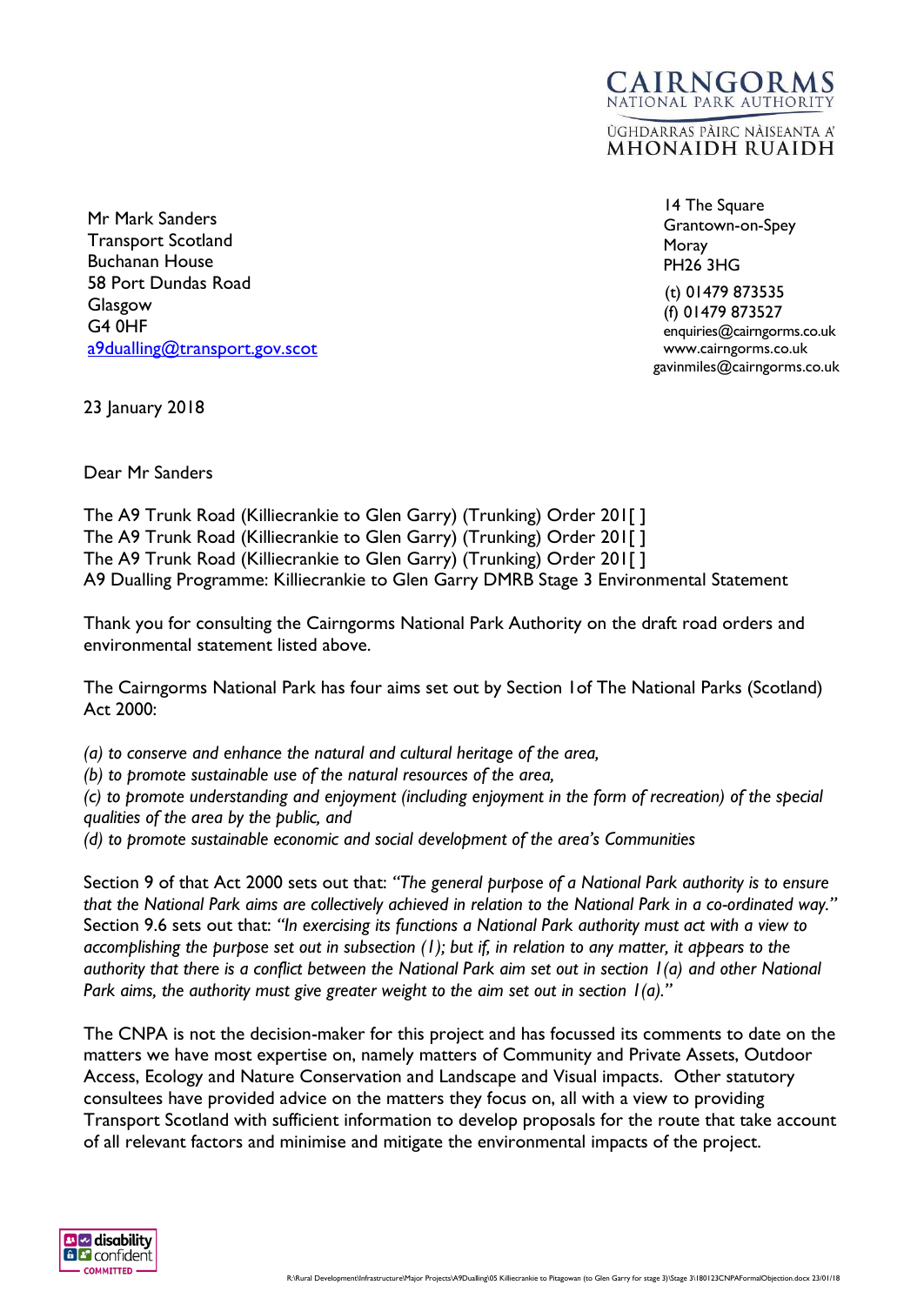Mr Mark Sanders
Transport Scotland
Buchanan House
58 Port Dundas Road
Glasgow
G4 0HF
a9dualling@transport.gov.scot

14 The Square
Grantown-on-Spey
Moray
PH26 3HG

(t) 01479 873535
(f) 01479 873527
enquiries@cairngorms.co.uk
www.cairngorms.co.uk
gavinmiles@cairngorms.co.uk

23 January 2018

Dear Mr Sanders

The A9 Trunk Road (Killiecrankie to Glen Garry) (Trunking) Order 201[ ]
The A9 Trunk Road (Killiecrankie to Glen Garry) (Trunking) Order 201[ ]
The A9 Trunk Road (Killiecrankie to Glen Garry) (Trunking) Order 201[ ]
A9 Dualling Programme: Killiecrankie to Glen Garry DMRB Stage 3 Environmental Statement

Thank you for consulting the Cairngorms National Park Authority on the draft road orders and environmental statement listed above.

The Cairngorms National Park has four aims set out by Section 1of The National Parks (Scotland) Act 2000:

*(a) to conserve and enhance the natural and cultural heritage of the area,*
*(b) to promote sustainable use of the natural resources of the area,*
*(c) to promote understanding and enjoyment (including enjoyment in the form of recreation) of the special qualities of the area by the public, and*
*(d) to promote sustainable economic and social development of the area's Communities*

Section 9 of that Act 2000 sets out that: *"The general purpose of a National Park authority is to ensure that the National Park aims are collectively achieved in relation to the National Park in a co-ordinated way."* Section 9.6 sets out that: *"In exercising its functions a National Park authority must act with a view to accomplishing the purpose set out in subsection (1); but if, in relation to any matter, it appears to the authority that there is a conflict between the National Park aim set out in section 1(a) and other National Park aims, the authority must give greater weight to the aim set out in section 1(a)."*

The CNPA is not the decision-maker for this project and has focussed its comments to date on the matters we have most expertise on, namely matters of Community and Private Assets, Outdoor Access, Ecology and Nature Conservation and Landscape and Visual impacts. Other statutory consultees have provided advice on the matters they focus on, all with a view to providing Transport Scotland with sufficient information to develop proposals for the route that take account of all relevant factors and minimise and mitigate the environmental impacts of the project.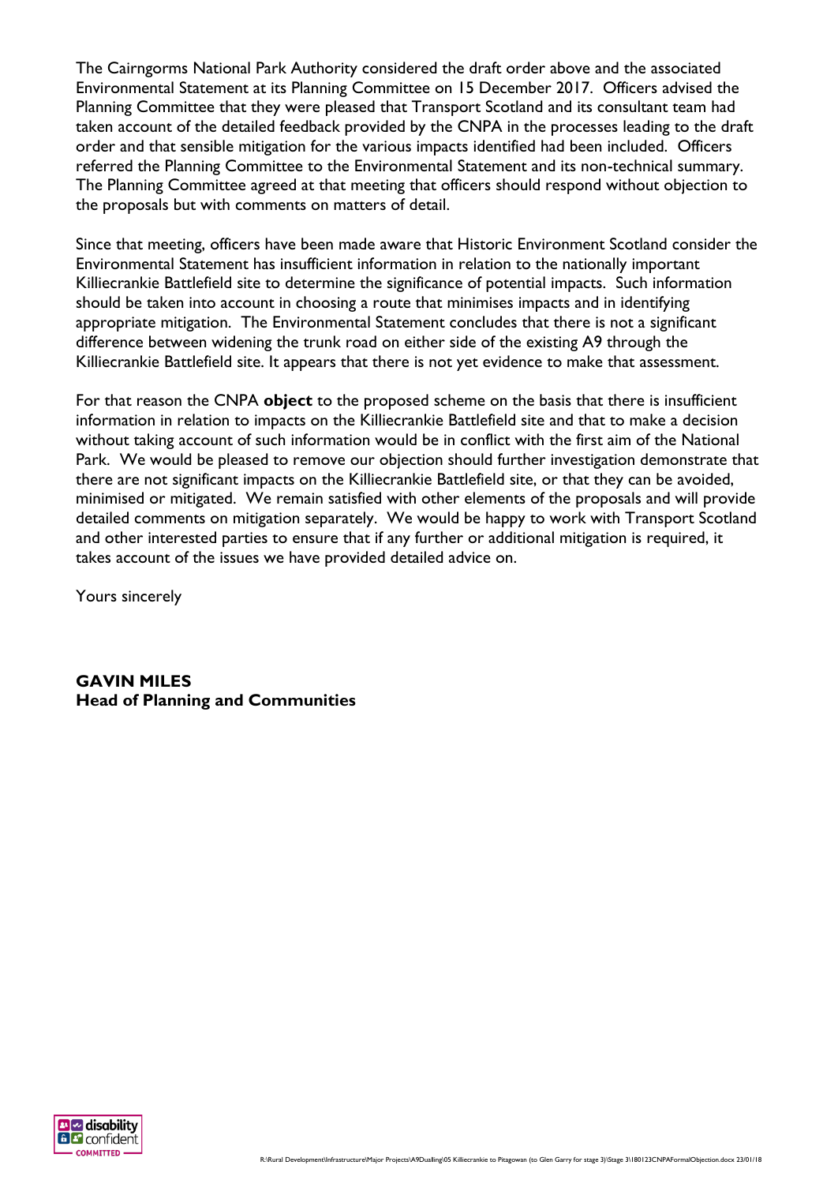The Cairngorms National Park Authority considered the draft order above and the associated Environmental Statement at its Planning Committee on 15 December 2017. Officers advised the Planning Committee that they were pleased that Transport Scotland and its consultant team had taken account of the detailed feedback provided by the CNPA in the processes leading to the draft order and that sensible mitigation for the various impacts identified had been included. Officers referred the Planning Committee to the Environmental Statement and its non-technical summary. The Planning Committee agreed at that meeting that officers should respond without objection to the proposals but with comments on matters of detail.

Since that meeting, officers have been made aware that Historic Environment Scotland consider the Environmental Statement has insufficient information in relation to the nationally important Killiecrankie Battlefield site to determine the significance of potential impacts. Such information should be taken into account in choosing a route that minimises impacts and in identifying appropriate mitigation. The Environmental Statement concludes that there is not a significant difference between widening the trunk road on either side of the existing A9 through the Killiecrankie Battlefield site. It appears that there is not yet evidence to make that assessment.

For that reason the CNPA **object** to the proposed scheme on the basis that there is insufficient information in relation to impacts on the Killiecrankie Battlefield site and that to make a decision without taking account of such information would be in conflict with the first aim of the National Park. We would be pleased to remove our objection should further investigation demonstrate that there are not significant impacts on the Killiecrankie Battlefield site, or that they can be avoided, minimised or mitigated. We remain satisfied with other elements of the proposals and will provide detailed comments on mitigation separately. We would be happy to work with Transport Scotland and other interested parties to ensure that if any further or additional mitigation is required, it takes account of the issues we have provided detailed advice on.

Yours sincerely

**GAVIN MILES**
**Head of Planning and Communities**

disability confident COMMITTED

R:\Rural Development\Infrastructure\Major Projects\A9Dualling\05 Killiecrankie to Pitagowan (to Glen Garry for stage 3)\Stage 3\180123CNPAFormalObjection.docx 23/01/18